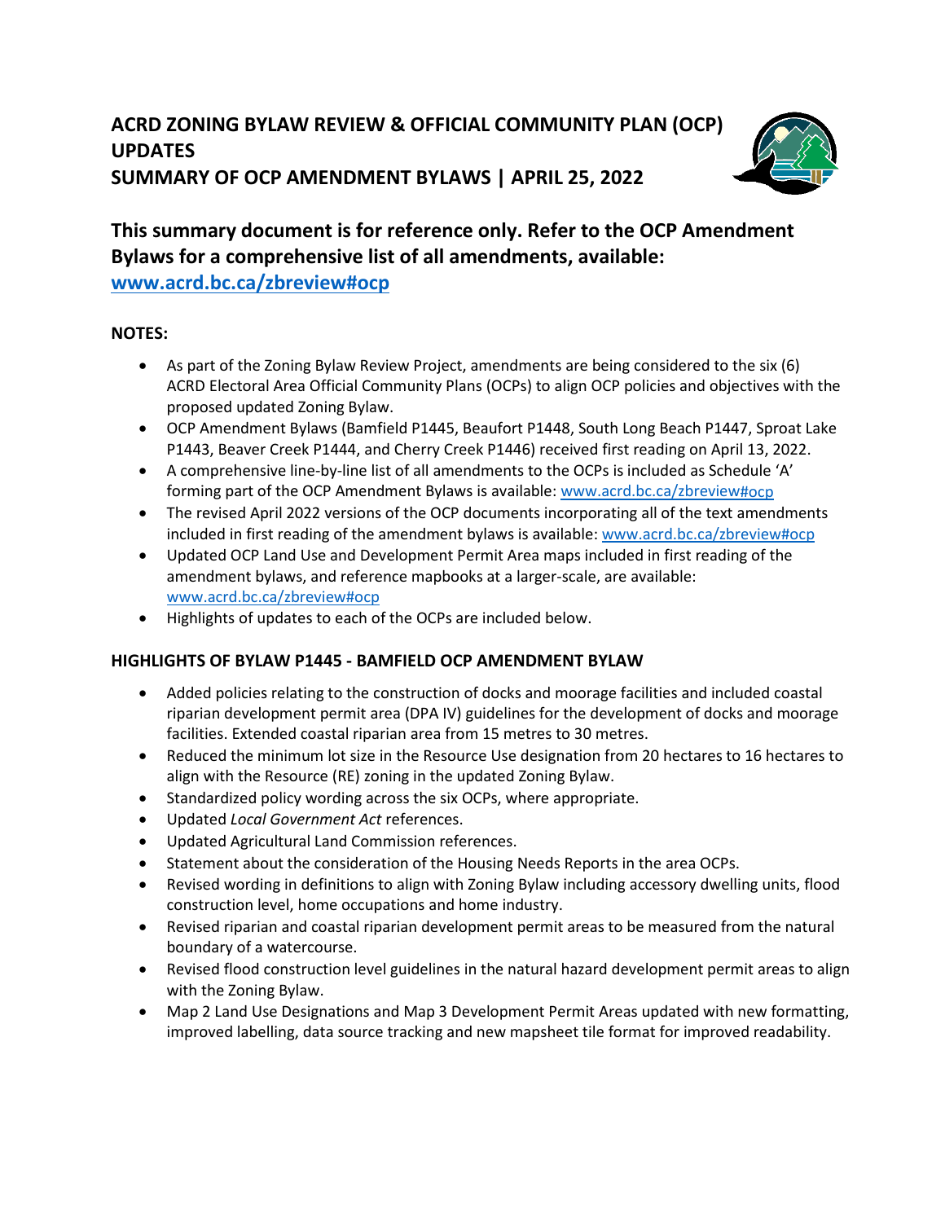# ACRD ZONING BYLAW REVIEW & OFFICIAL COMMUNITY PLAN (OCP) UPDATES
# SUMMARY OF OCP AMENDMENT BYLAWS | APRIL 25, 2022

## This summary document is for reference only. Refer to the OCP Amendment Bylaws for a comprehensive list of all amendments, available: [www.acrd.bc.ca/zbreview#ocp](www.acrd.bc.ca/zbreview#ocp)

**NOTES:**

- As part of the Zoning Bylaw Review Project, amendments are being considered to the six (6) ACRD Electoral Area Official Community Plans (OCPs) to align OCP policies and objectives with the proposed updated Zoning Bylaw.
- OCP Amendment Bylaws (Bamfield P1445, Beaufort P1448, South Long Beach P1447, Sproat Lake P1443, Beaver Creek P1444, and Cherry Creek P1446) received first reading on April 13, 2022.
- A comprehensive line-by-line list of all amendments to the OCPs is included as Schedule 'A' forming part of the OCP Amendment Bylaws is available: [www.acrd.bc.ca/zbreview#ocp](www.acrd.bc.ca/zbreview#ocp)
- The revised April 2022 versions of the OCP documents incorporating all of the text amendments included in first reading of the amendment bylaws is available: [www.acrd.bc.ca/zbreview#ocp](www.acrd.bc.ca/zbreview#ocp)
- Updated OCP Land Use and Development Permit Area maps included in first reading of the amendment bylaws, and reference mapbooks at a larger-scale, are available: [www.acrd.bc.ca/zbreview#ocp](www.acrd.bc.ca/zbreview#ocp)
- Highlights of updates to each of the OCPs are included below.

### HIGHLIGHTS OF BYLAW P1445 - BAMFIELD OCP AMENDMENT BYLAW

- Added policies relating to the construction of docks and moorage facilities and included coastal riparian development permit area (DPA IV) guidelines for the development of docks and moorage facilities. Extended coastal riparian area from 15 metres to 30 metres.
- Reduced the minimum lot size in the Resource Use designation from 20 hectares to 16 hectares to align with the Resource (RE) zoning in the updated Zoning Bylaw.
- Standardized policy wording across the six OCPs, where appropriate.
- Updated *Local Government Act* references.
- Updated Agricultural Land Commission references.
- Statement about the consideration of the Housing Needs Reports in the area OCPs.
- Revised wording in definitions to align with Zoning Bylaw including accessory dwelling units, flood construction level, home occupations and home industry.
- Revised riparian and coastal riparian development permit areas to be measured from the natural boundary of a watercourse.
- Revised flood construction level guidelines in the natural hazard development permit areas to align with the Zoning Bylaw.
- Map 2 Land Use Designations and Map 3 Development Permit Areas updated with new formatting, improved labelling, data source tracking and new mapsheet tile format for improved readability.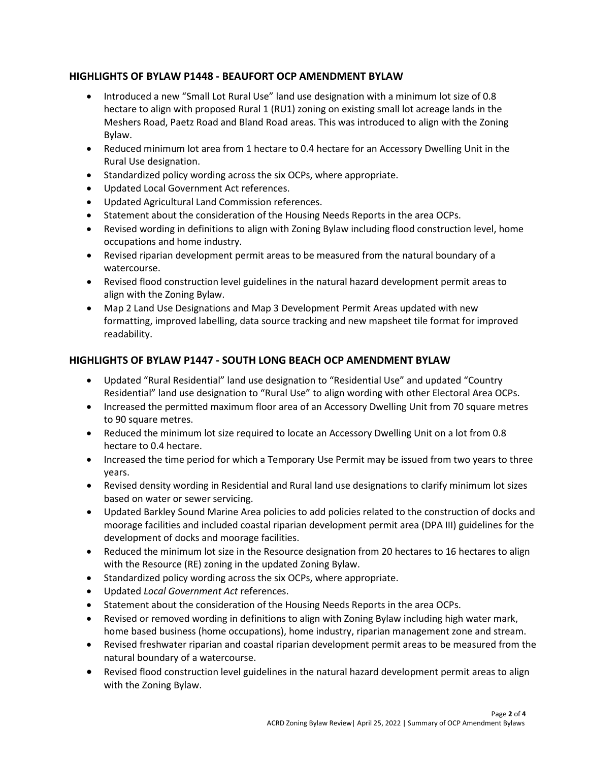## HIGHLIGHTS OF BYLAW P1448 - BEAUFORT OCP AMENDMENT BYLAW

- Introduced a new "Small Lot Rural Use" land use designation with a minimum lot size of 0.8 hectare to align with proposed Rural 1 (RU1) zoning on existing small lot acreage lands in the Meshers Road, Paetz Road and Bland Road areas. This was introduced to align with the Zoning Bylaw.
- Reduced minimum lot area from 1 hectare to 0.4 hectare for an Accessory Dwelling Unit in the Rural Use designation.
- Standardized policy wording across the six OCPs, where appropriate.
- Updated Local Government Act references.
- Updated Agricultural Land Commission references.
- Statement about the consideration of the Housing Needs Reports in the area OCPs.
- Revised wording in definitions to align with Zoning Bylaw including flood construction level, home occupations and home industry.
- Revised riparian development permit areas to be measured from the natural boundary of a watercourse.
- Revised flood construction level guidelines in the natural hazard development permit areas to align with the Zoning Bylaw.
- Map 2 Land Use Designations and Map 3 Development Permit Areas updated with new formatting, improved labelling, data source tracking and new mapsheet tile format for improved readability.

## HIGHLIGHTS OF BYLAW P1447 - SOUTH LONG BEACH OCP AMENDMENT BYLAW

- Updated "Rural Residential" land use designation to "Residential Use" and updated "Country Residential" land use designation to "Rural Use" to align wording with other Electoral Area OCPs.
- Increased the permitted maximum floor area of an Accessory Dwelling Unit from 70 square metres to 90 square metres.
- Reduced the minimum lot size required to locate an Accessory Dwelling Unit on a lot from 0.8 hectare to 0.4 hectare.
- Increased the time period for which a Temporary Use Permit may be issued from two years to three years.
- Revised density wording in Residential and Rural land use designations to clarify minimum lot sizes based on water or sewer servicing.
- Updated Barkley Sound Marine Area policies to add policies related to the construction of docks and moorage facilities and included coastal riparian development permit area (DPA III) guidelines for the development of docks and moorage facilities.
- Reduced the minimum lot size in the Resource designation from 20 hectares to 16 hectares to align with the Resource (RE) zoning in the updated Zoning Bylaw.
- Standardized policy wording across the six OCPs, where appropriate.
- Updated *Local Government Act* references.
- Statement about the consideration of the Housing Needs Reports in the area OCPs.
- Revised or removed wording in definitions to align with Zoning Bylaw including high water mark, home based business (home occupations), home industry, riparian management zone and stream.
- Revised freshwater riparian and coastal riparian development permit areas to be measured from the natural boundary of a watercourse.
- Revised flood construction level guidelines in the natural hazard development permit areas to align with the Zoning Bylaw.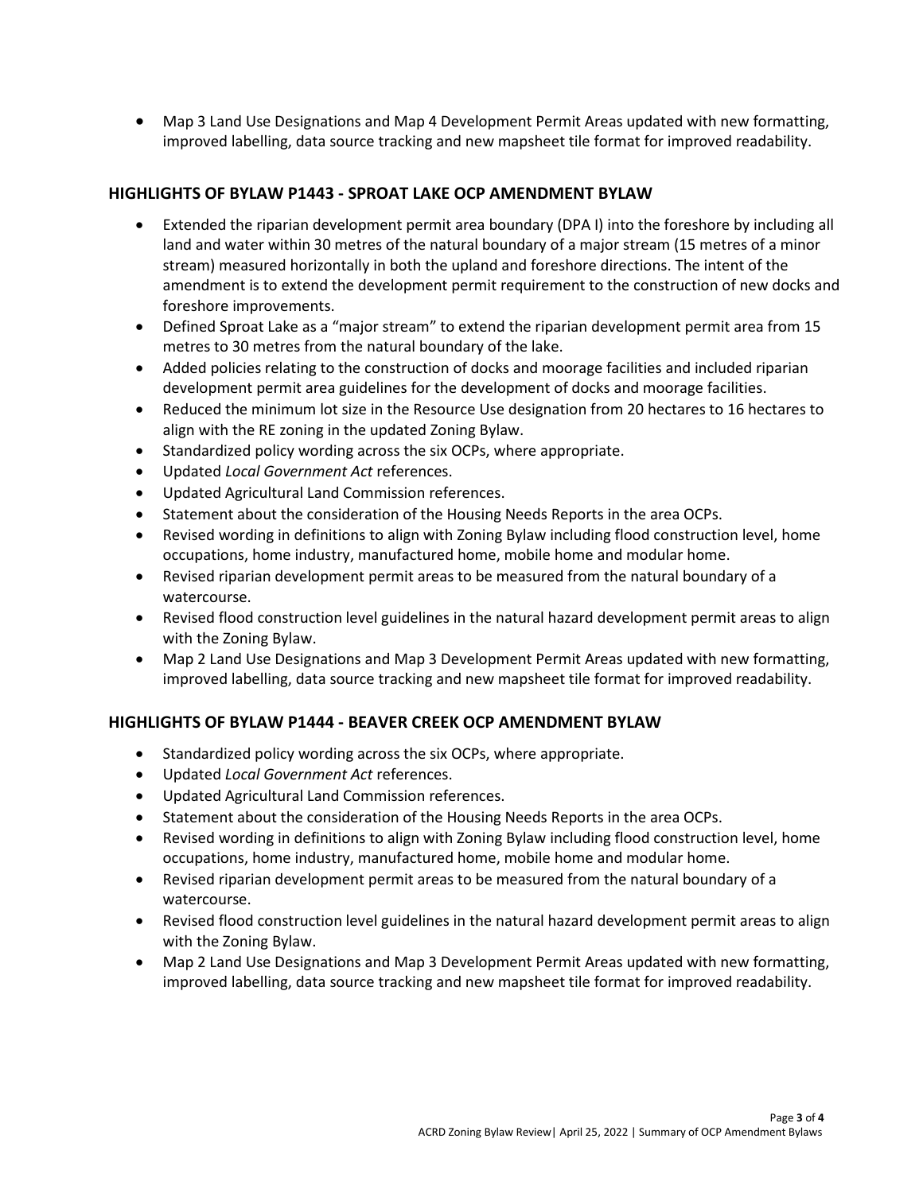- Map 3 Land Use Designations and Map 4 Development Permit Areas updated with new formatting, improved labelling, data source tracking and new mapsheet tile format for improved readability.

### HIGHLIGHTS OF BYLAW P1443 - SPROAT LAKE OCP AMENDMENT BYLAW

- Extended the riparian development permit area boundary (DPA I) into the foreshore by including all land and water within 30 metres of the natural boundary of a major stream (15 metres of a minor stream) measured horizontally in both the upland and foreshore directions. The intent of the amendment is to extend the development permit requirement to the construction of new docks and foreshore improvements.
- Defined Sproat Lake as a "major stream" to extend the riparian development permit area from 15 metres to 30 metres from the natural boundary of the lake.
- Added policies relating to the construction of docks and moorage facilities and included riparian development permit area guidelines for the development of docks and moorage facilities.
- Reduced the minimum lot size in the Resource Use designation from 20 hectares to 16 hectares to align with the RE zoning in the updated Zoning Bylaw.
- Standardized policy wording across the six OCPs, where appropriate.
- Updated *Local Government Act* references.
- Updated Agricultural Land Commission references.
- Statement about the consideration of the Housing Needs Reports in the area OCPs.
- Revised wording in definitions to align with Zoning Bylaw including flood construction level, home occupations, home industry, manufactured home, mobile home and modular home.
- Revised riparian development permit areas to be measured from the natural boundary of a watercourse.
- Revised flood construction level guidelines in the natural hazard development permit areas to align with the Zoning Bylaw.
- Map 2 Land Use Designations and Map 3 Development Permit Areas updated with new formatting, improved labelling, data source tracking and new mapsheet tile format for improved readability.

### HIGHLIGHTS OF BYLAW P1444 - BEAVER CREEK OCP AMENDMENT BYLAW

- Standardized policy wording across the six OCPs, where appropriate.
- Updated *Local Government Act* references.
- Updated Agricultural Land Commission references.
- Statement about the consideration of the Housing Needs Reports in the area OCPs.
- Revised wording in definitions to align with Zoning Bylaw including flood construction level, home occupations, home industry, manufactured home, mobile home and modular home.
- Revised riparian development permit areas to be measured from the natural boundary of a watercourse.
- Revised flood construction level guidelines in the natural hazard development permit areas to align with the Zoning Bylaw.
- Map 2 Land Use Designations and Map 3 Development Permit Areas updated with new formatting, improved labelling, data source tracking and new mapsheet tile format for improved readability.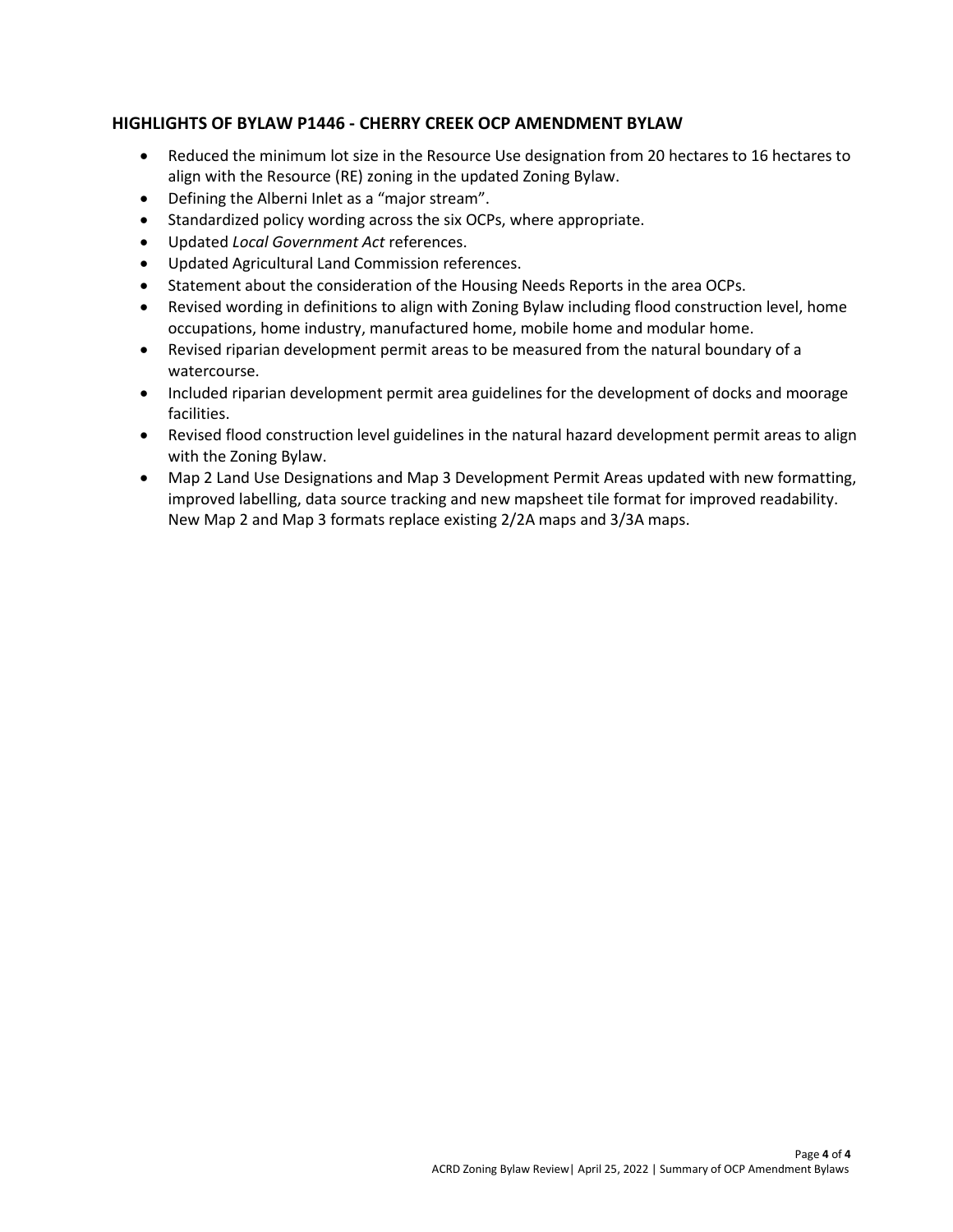## HIGHLIGHTS OF BYLAW P1446 - CHERRY CREEK OCP AMENDMENT BYLAW

- Reduced the minimum lot size in the Resource Use designation from 20 hectares to 16 hectares to align with the Resource (RE) zoning in the updated Zoning Bylaw.
- Defining the Alberni Inlet as a "major stream".
- Standardized policy wording across the six OCPs, where appropriate.
- Updated *Local Government Act* references.
- Updated Agricultural Land Commission references.
- Statement about the consideration of the Housing Needs Reports in the area OCPs.
- Revised wording in definitions to align with Zoning Bylaw including flood construction level, home occupations, home industry, manufactured home, mobile home and modular home.
- Revised riparian development permit areas to be measured from the natural boundary of a watercourse.
- Included riparian development permit area guidelines for the development of docks and moorage facilities.
- Revised flood construction level guidelines in the natural hazard development permit areas to align with the Zoning Bylaw.
- Map 2 Land Use Designations and Map 3 Development Permit Areas updated with new formatting, improved labelling, data source tracking and new mapsheet tile format for improved readability. New Map 2 and Map 3 formats replace existing 2/2A maps and 3/3A maps.